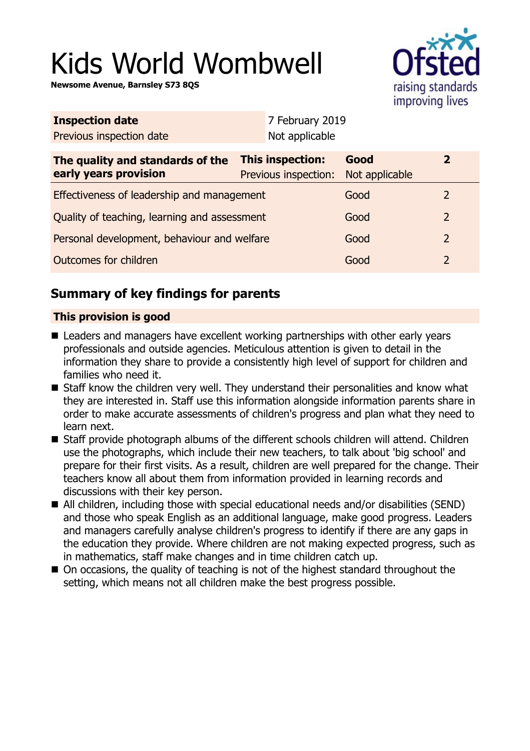# Kids World Wombwell

**Newsome Avenue, Barnsley S73 8QS**

| **Inspection date** | 7 February 2019 |
|---|---|
| Previous inspection date | Not applicable |

| **The quality and standards of the early years provision** | **This inspection:** | **Good** | **2** |
|---|---|---|---|
| | Previous inspection: | Not applicable | |
| Effectiveness of leadership and management | | Good | 2 |
| Quality of teaching, learning and assessment | | Good | 2 |
| Personal development, behaviour and welfare | | Good | 2 |
| Outcomes for children | | Good | 2 |

## Summary of key findings for parents

**This provision is good**

- Leaders and managers have excellent working partnerships with other early years professionals and outside agencies. Meticulous attention is given to detail in the information they share to provide a consistently high level of support for children and families who need it.
- Staff know the children very well. They understand their personalities and know what they are interested in. Staff use this information alongside information parents share in order to make accurate assessments of children's progress and plan what they need to learn next.
- Staff provide photograph albums of the different schools children will attend. Children use the photographs, which include their new teachers, to talk about 'big school' and prepare for their first visits. As a result, children are well prepared for the change. Their teachers know all about them from information provided in learning records and discussions with their key person.
- All children, including those with special educational needs and/or disabilities (SEND) and those who speak English as an additional language, make good progress. Leaders and managers carefully analyse children's progress to identify if there are any gaps in the education they provide. Where children are not making expected progress, such as in mathematics, staff make changes and in time children catch up.
- On occasions, the quality of teaching is not of the highest standard throughout the setting, which means not all children make the best progress possible.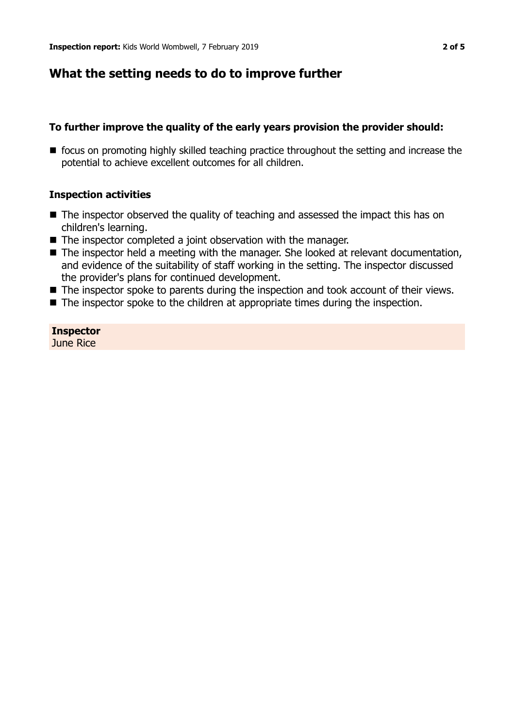## What the setting needs to do to improve further

### To further improve the quality of the early years provision the provider should:

- focus on promoting highly skilled teaching practice throughout the setting and increase the potential to achieve excellent outcomes for all children.

### Inspection activities

- The inspector observed the quality of teaching and assessed the impact this has on children's learning.
- The inspector completed a joint observation with the manager.
- The inspector held a meeting with the manager. She looked at relevant documentation, and evidence of the suitability of staff working in the setting. The inspector discussed the provider's plans for continued development.
- The inspector spoke to parents during the inspection and took account of their views.
- The inspector spoke to the children at appropriate times during the inspection.

**Inspector**
June Rice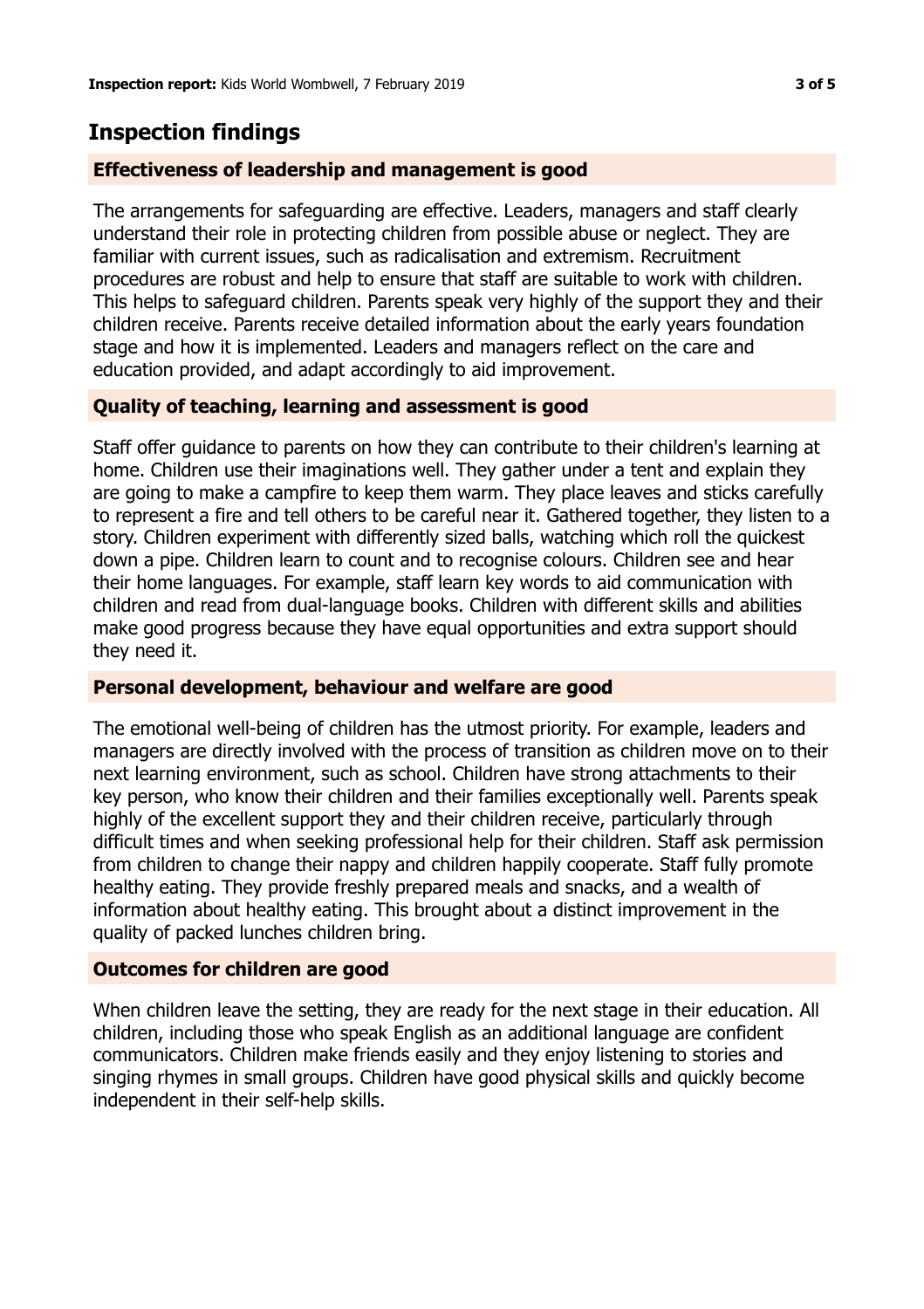## Inspection findings

### Effectiveness of leadership and management is good

The arrangements for safeguarding are effective. Leaders, managers and staff clearly understand their role in protecting children from possible abuse or neglect. They are familiar with current issues, such as radicalisation and extremism. Recruitment procedures are robust and help to ensure that staff are suitable to work with children. This helps to safeguard children. Parents speak very highly of the support they and their children receive. Parents receive detailed information about the early years foundation stage and how it is implemented. Leaders and managers reflect on the care and education provided, and adapt accordingly to aid improvement.

### Quality of teaching, learning and assessment is good

Staff offer guidance to parents on how they can contribute to their children's learning at home. Children use their imaginations well. They gather under a tent and explain they are going to make a campfire to keep them warm. They place leaves and sticks carefully to represent a fire and tell others to be careful near it. Gathered together, they listen to a story. Children experiment with differently sized balls, watching which roll the quickest down a pipe. Children learn to count and to recognise colours. Children see and hear their home languages. For example, staff learn key words to aid communication with children and read from dual-language books. Children with different skills and abilities make good progress because they have equal opportunities and extra support should they need it.

### Personal development, behaviour and welfare are good

The emotional well-being of children has the utmost priority. For example, leaders and managers are directly involved with the process of transition as children move on to their next learning environment, such as school. Children have strong attachments to their key person, who know their children and their families exceptionally well. Parents speak highly of the excellent support they and their children receive, particularly through difficult times and when seeking professional help for their children. Staff ask permission from children to change their nappy and children happily cooperate. Staff fully promote healthy eating. They provide freshly prepared meals and snacks, and a wealth of information about healthy eating. This brought about a distinct improvement in the quality of packed lunches children bring.

### Outcomes for children are good

When children leave the setting, they are ready for the next stage in their education. All children, including those who speak English as an additional language are confident communicators. Children make friends easily and they enjoy listening to stories and singing rhymes in small groups. Children have good physical skills and quickly become independent in their self-help skills.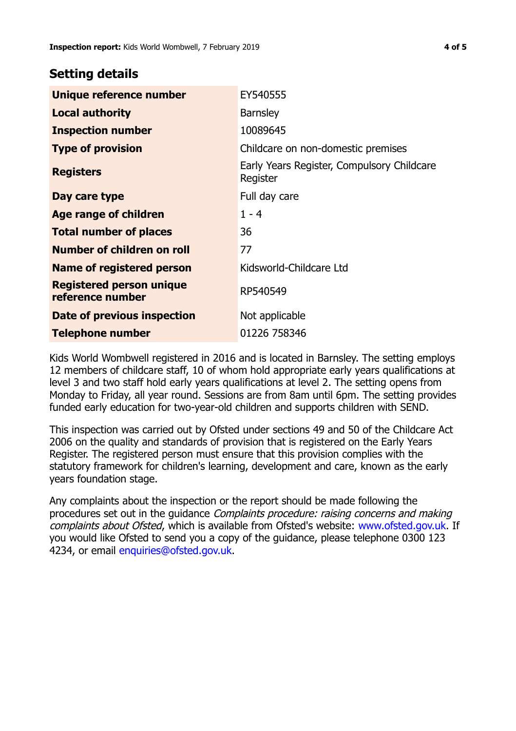## Setting details

| | |
|---|---|
| **Unique reference number** | EY540555 |
| **Local authority** | Barnsley |
| **Inspection number** | 10089645 |
| **Type of provision** | Childcare on non-domestic premises |
| **Registers** | Early Years Register, Compulsory Childcare Register |
| **Day care type** | Full day care |
| **Age range of children** | 1 - 4 |
| **Total number of places** | 36 |
| **Number of children on roll** | 77 |
| **Name of registered person** | Kidsworld-Childcare Ltd |
| **Registered person unique reference number** | RP540549 |
| **Date of previous inspection** | Not applicable |
| **Telephone number** | 01226 758346 |

Kids World Wombwell registered in 2016 and is located in Barnsley. The setting employs 12 members of childcare staff, 10 of whom hold appropriate early years qualifications at level 3 and two staff hold early years qualifications at level 2. The setting opens from Monday to Friday, all year round. Sessions are from 8am until 6pm. The setting provides funded early education for two-year-old children and supports children with SEND.

This inspection was carried out by Ofsted under sections 49 and 50 of the Childcare Act 2006 on the quality and standards of provision that is registered on the Early Years Register. The registered person must ensure that this provision complies with the statutory framework for children's learning, development and care, known as the early years foundation stage.

Any complaints about the inspection or the report should be made following the procedures set out in the guidance *Complaints procedure: raising concerns and making complaints about Ofsted*, which is available from Ofsted's website: www.ofsted.gov.uk. If you would like Ofsted to send you a copy of the guidance, please telephone 0300 123 4234, or email enquiries@ofsted.gov.uk.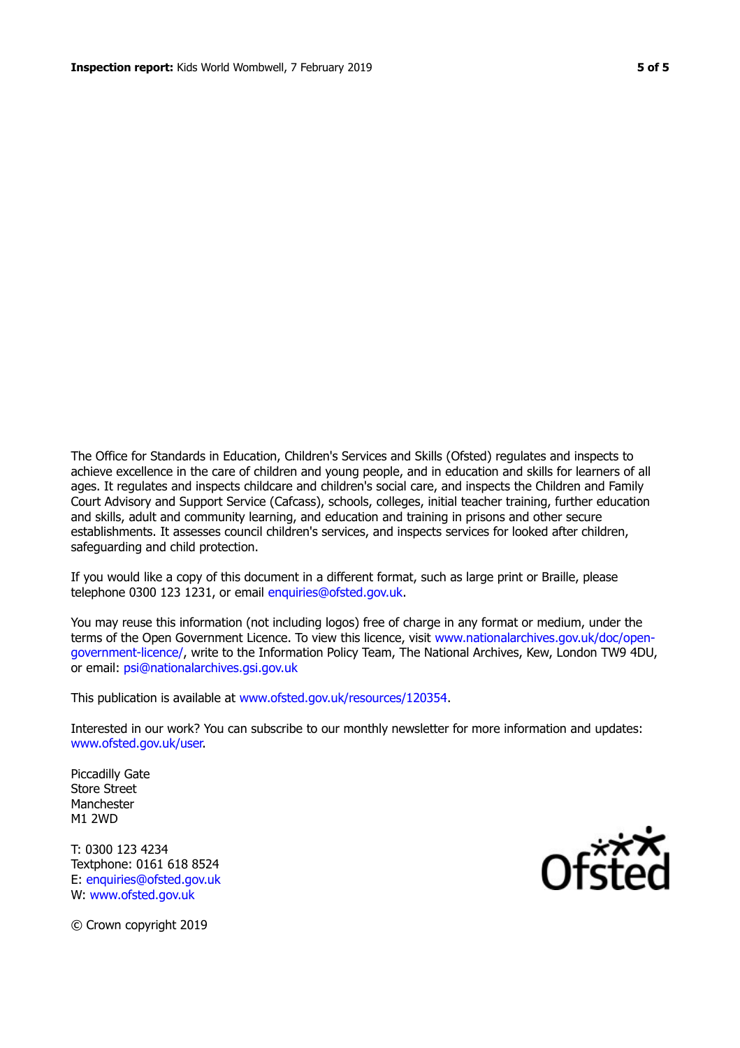The Office for Standards in Education, Children's Services and Skills (Ofsted) regulates and inspects to achieve excellence in the care of children and young people, and in education and skills for learners of all ages. It regulates and inspects childcare and children's social care, and inspects the Children and Family Court Advisory and Support Service (Cafcass), schools, colleges, initial teacher training, further education and skills, adult and community learning, and education and training in prisons and other secure establishments. It assesses council children's services, and inspects services for looked after children, safeguarding and child protection.

If you would like a copy of this document in a different format, such as large print or Braille, please telephone 0300 123 1231, or email enquiries@ofsted.gov.uk.

You may reuse this information (not including logos) free of charge in any format or medium, under the terms of the Open Government Licence. To view this licence, visit www.nationalarchives.gov.uk/doc/open-government-licence/, write to the Information Policy Team, The National Archives, Kew, London TW9 4DU, or email: psi@nationalarchives.gsi.gov.uk

This publication is available at www.ofsted.gov.uk/resources/120354.

Interested in our work? You can subscribe to our monthly newsletter for more information and updates: www.ofsted.gov.uk/user.

Piccadilly Gate
Store Street
Manchester
M1 2WD

T: 0300 123 4234
Textphone: 0161 618 8524
E: enquiries@ofsted.gov.uk
W: www.ofsted.gov.uk

© Crown copyright 2019